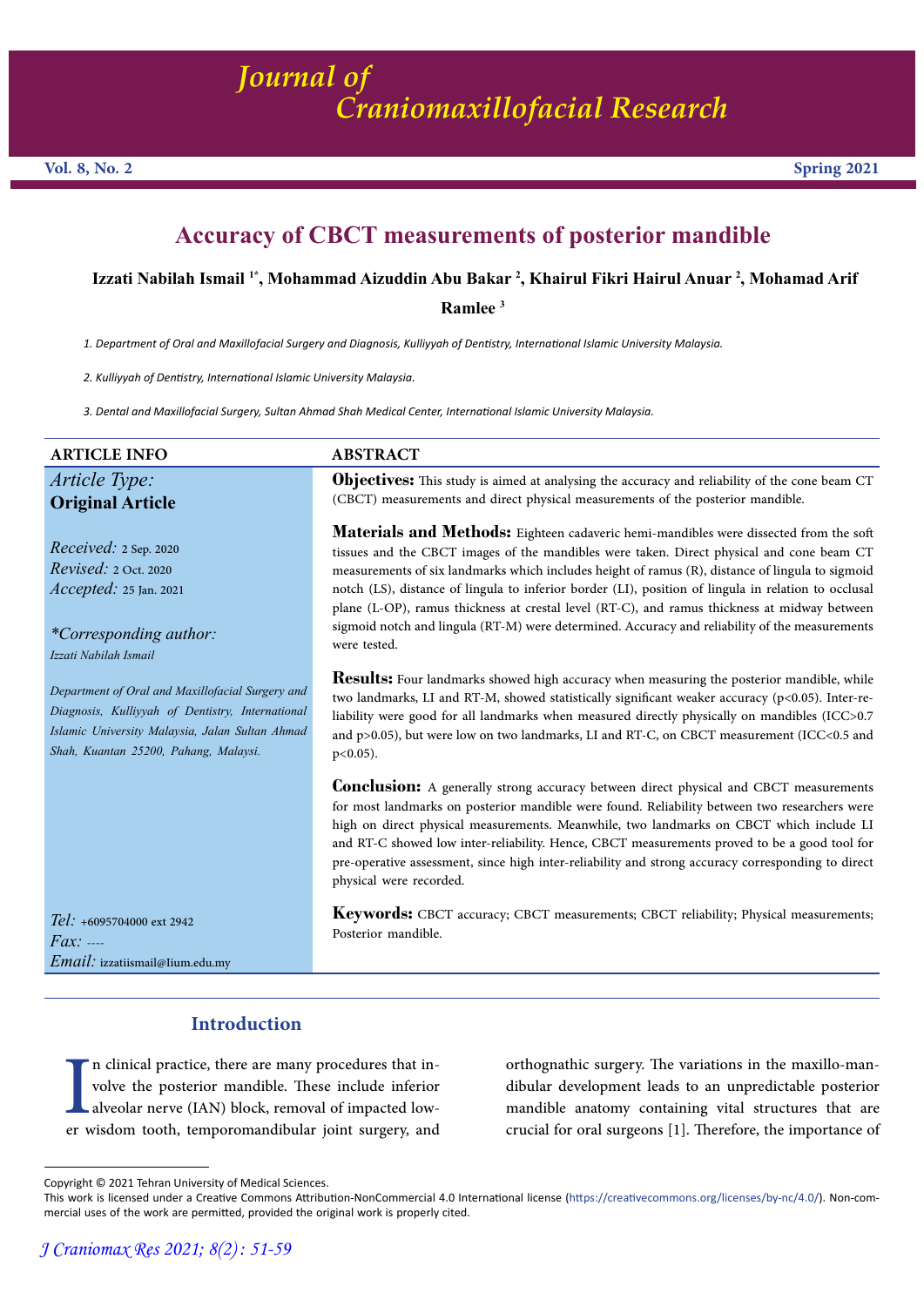# Accuracy of CBCT measurements of posterior mandible

**Izzati Nabilah Ismail [1*], Mohammad Aizuddin Abu Bakar [2], Khairul Fikri Hairul Anuar [2], Mohamad Arif Ramlee [3]**

1. *Department of Oral and Maxillofacial Surgery and Diagnosis, Kulliyyah of Dentistry, International Islamic University Malaysia.*

2. *Kulliyyah of Dentistry, International Islamic University Malaysia.*

3. *Dental and Maxillofacial Surgery, Sultan Ahmad Shah Medical Center, International Islamic University Malaysia.*

## ARTICLE INFO

*Article Type:*
**Original Article**

*Received:* 2 Sep. 2020
*Revised:* 2 Oct. 2020
*Accepted:* 25 Jan. 2021

*\*Corresponding author:*
*Izzati Nabilah Ismail*

*Department of Oral and Maxillofacial Surgery and Diagnosis, Kulliyyah of Dentistry, International Islamic University Malaysia, Jalan Sultan Ahmad Shah, Kuantan 25200, Pahang, Malaysi.*

*Tel:* +6095704000 ext 2942
*Fax:* ----
*Email:* izzatiismail@Iium.edu.my

## ABSTRACT

**Objectives:** This study is aimed at analysing the accuracy and reliability of the cone beam CT (CBCT) measurements and direct physical measurements of the posterior mandible.

**Materials and Methods:** Eighteen cadaveric hemi-mandibles were dissected from the soft tissues and the CBCT images of the mandibles were taken. Direct physical and cone beam CT measurements of six landmarks which includes height of ramus (R), distance of lingula to sigmoid notch (LS), distance of lingula to inferior border (LI), position of lingula in relation to occlusal plane (L-OP), ramus thickness at crestal level (RT-C), and ramus thickness at midway between sigmoid notch and lingula (RT-M) were determined. Accuracy and reliability of the measurements were tested.

**Results:** Four landmarks showed high accuracy when measuring the posterior mandible, while two landmarks, LI and RT-M, showed statistically significant weaker accuracy ($p<0.05$). Inter-reliability were good for all landmarks when measured directly physically on mandibles (ICC>0.7 and $p>0.05$), but were low on two landmarks, LI and RT-C, on CBCT measurement (ICC<0.5 and $p<0.05$).

**Conclusion:** A generally strong accuracy between direct physical and CBCT measurements for most landmarks on posterior mandible were found. Reliability between two researchers were high on direct physical measurements. Meanwhile, two landmarks on CBCT which include LI and RT-C showed low inter-reliability. Hence, CBCT measurements proved to be a good tool for pre-operative assessment, since high inter-reliability and strong accuracy corresponding to direct physical were recorded.

**Keywords:** CBCT accuracy; CBCT measurements; CBCT reliability; Physical measurements; Posterior mandible.

## Introduction

In clinical practice, there are many procedures that involve the posterior mandible. These include inferior alveolar nerve (IAN) block, removal of impacted lower wisdom tooth, temporomandibular joint surgery, and orthognathic surgery. The variations in the maxillo-mandibular development leads to an unpredictable posterior mandible anatomy containing vital structures that are crucial for oral surgeons [1]. Therefore, the importance of

Copyright © 2021 Tehran University of Medical Sciences.
This work is licensed under a Creative Commons Attribution-NonCommercial 4.0 International license (https://creativecommons.org/licenses/by-nc/4.0/). Non-commercial uses of the work are permitted, provided the original work is properly cited.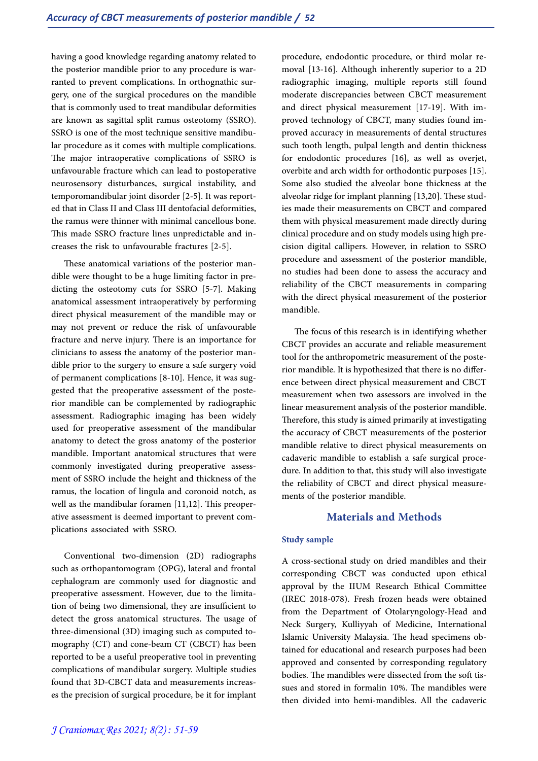having a good knowledge regarding anatomy related to the posterior mandible prior to any procedure is warranted to prevent complications. In orthognathic surgery, one of the surgical procedures on the mandible that is commonly used to treat mandibular deformities are known as sagittal split ramus osteotomy (SSRO). SSRO is one of the most technique sensitive mandibular procedure as it comes with multiple complications. The major intraoperative complications of SSRO is unfavourable fracture which can lead to postoperative neurosensory disturbances, surgical instability, and temporomandibular joint disorder [2-5]. It was reported that in Class II and Class III dentofacial deformities, the ramus were thinner with minimal cancellous bone. This made SSRO fracture lines unpredictable and increases the risk to unfavourable fractures [2-5].

These anatomical variations of the posterior mandible were thought to be a huge limiting factor in predicting the osteotomy cuts for SSRO [5-7]. Making anatomical assessment intraoperatively by performing direct physical measurement of the mandible may or may not prevent or reduce the risk of unfavourable fracture and nerve injury. There is an importance for clinicians to assess the anatomy of the posterior mandible prior to the surgery to ensure a safe surgery void of permanent complications [8-10]. Hence, it was suggested that the preoperative assessment of the posterior mandible can be complemented by radiographic assessment. Radiographic imaging has been widely used for preoperative assessment of the mandibular anatomy to detect the gross anatomy of the posterior mandible. Important anatomical structures that were commonly investigated during preoperative assessment of SSRO include the height and thickness of the ramus, the location of lingula and coronoid notch, as well as the mandibular foramen [11,12]. This preoperative assessment is deemed important to prevent complications associated with SSRO.

Conventional two-dimension (2D) radiographs such as orthopantomogram (OPG), lateral and frontal cephalogram are commonly used for diagnostic and preoperative assessment. However, due to the limitation of being two dimensional, they are insufficient to detect the gross anatomical structures. The usage of three-dimensional (3D) imaging such as computed tomography (CT) and cone-beam CT (CBCT) has been reported to be a useful preoperative tool in preventing complications of mandibular surgery. Multiple studies found that 3D-CBCT data and measurements increases the precision of surgical procedure, be it for implant procedure, endodontic procedure, or third molar removal [13-16]. Although inherently superior to a 2D radiographic imaging, multiple reports still found moderate discrepancies between CBCT measurement and direct physical measurement [17-19]. With improved technology of CBCT, many studies found improved accuracy in measurements of dental structures such tooth length, pulpal length and dentin thickness for endodontic procedures [16], as well as overjet, overbite and arch width for orthodontic purposes [15]. Some also studied the alveolar bone thickness at the alveolar ridge for implant planning [13,20]. These studies made their measurements on CBCT and compared them with physical measurement made directly during clinical procedure and on study models using high precision digital callipers. However, in relation to SSRO procedure and assessment of the posterior mandible, no studies had been done to assess the accuracy and reliability of the CBCT measurements in comparing with the direct physical measurement of the posterior mandible.

The focus of this research is in identifying whether CBCT provides an accurate and reliable measurement tool for the anthropometric measurement of the posterior mandible. It is hypothesized that there is no difference between direct physical measurement and CBCT measurement when two assessors are involved in the linear measurement analysis of the posterior mandible. Therefore, this study is aimed primarily at investigating the accuracy of CBCT measurements of the posterior mandible relative to direct physical measurements on cadaveric mandible to establish a safe surgical procedure. In addition to that, this study will also investigate the reliability of CBCT and direct physical measurements of the posterior mandible.

## Materials and Methods

### Study sample

A cross-sectional study on dried mandibles and their corresponding CBCT was conducted upon ethical approval by the IIUM Research Ethical Committee (IREC 2018-078). Fresh frozen heads were obtained from the Department of Otolaryngology-Head and Neck Surgery, Kulliyyah of Medicine, International Islamic University Malaysia. The head specimens obtained for educational and research purposes had been approved and consented by corresponding regulatory bodies. The mandibles were dissected from the soft tissues and stored in formalin 10%. The mandibles were then divided into hemi-mandibles. All the cadaveric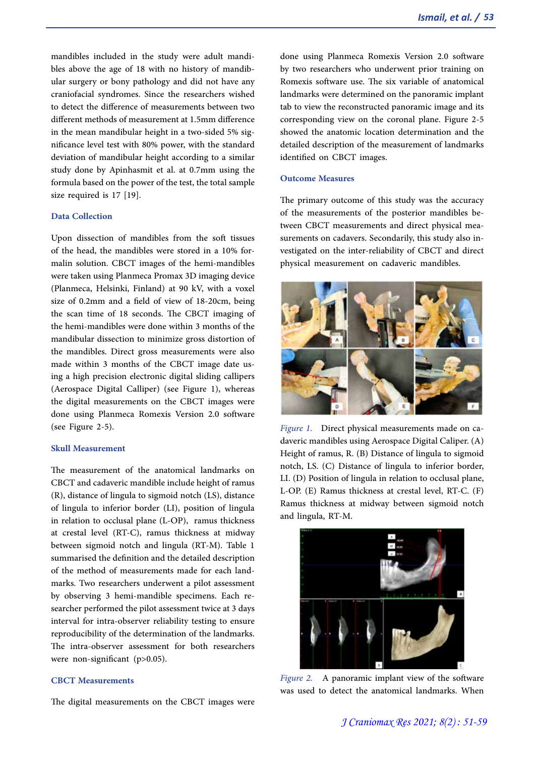mandibles included in the study were adult mandibles above the age of 18 with no history of mandibular surgery or bony pathology and did not have any craniofacial syndromes. Since the researchers wished to detect the difference of measurements between two different methods of measurement at 1.5mm difference in the mean mandibular height in a two-sided 5% significance level test with 80% power, with the standard deviation of mandibular height according to a similar study done by Apinhasmit et al. at 0.7mm using the formula based on the power of the test, the total sample size required is 17 [19].

### Data Collection

Upon dissection of mandibles from the soft tissues of the head, the mandibles were stored in a 10% formalin solution. CBCT images of the hemi-mandibles were taken using Planmeca Promax 3D imaging device (Planmeca, Helsinki, Finland) at 90 kV, with a voxel size of 0.2mm and a field of view of 18-20cm, being the scan time of 18 seconds. The CBCT imaging of the hemi-mandibles were done within 3 months of the mandibular dissection to minimize gross distortion of the mandibles. Direct gross measurements were also made within 3 months of the CBCT image date using a high precision electronic digital sliding callipers (Aerospace Digital Calliper) (see Figure 1), whereas the digital measurements on the CBCT images were done using Planmeca Romexis Version 2.0 software (see Figure 2-5).

### Skull Measurement

The measurement of the anatomical landmarks on CBCT and cadaveric mandible include height of ramus (R), distance of lingula to sigmoid notch (LS), distance of lingula to inferior border (LI), position of lingula in relation to occlusal plane (L-OP), ramus thickness at crestal level (RT-C), ramus thickness at midway between sigmoid notch and lingula (RT-M). Table 1 summarised the definition and the detailed description of the method of measurements made for each landmarks. Two researchers underwent a pilot assessment by observing 3 hemi-mandible specimens. Each researcher performed the pilot assessment twice at 3 days interval for intra-observer reliability testing to ensure reproducibility of the determination of the landmarks. The intra-observer assessment for both researchers were non-significant ($p>0.05$).

### CBCT Measurements

The digital measurements on the CBCT images were done using Planmeca Romexis Version 2.0 software by two researchers who underwent prior training on Romexis software use. The six variable of anatomical landmarks were determined on the panoramic implant tab to view the reconstructed panoramic image and its corresponding view on the coronal plane. Figure 2-5 showed the anatomic location determination and the detailed description of the measurement of landmarks identified on CBCT images.

### Outcome Measures

The primary outcome of this study was the accuracy of the measurements of the posterior mandibles between CBCT measurements and direct physical measurements on cadavers. Secondarily, this study also investigated on the inter-reliability of CBCT and direct physical measurement on cadaveric mandibles.

*Figure 1.* Direct physical measurements made on cadaveric mandibles using Aerospace Digital Caliper. (A) Height of ramus, R. (B) Distance of lingula to sigmoid notch, LS. (C) Distance of lingula to inferior border, LI. (D) Position of lingula in relation to occlusal plane, L-OP. (E) Ramus thickness at crestal level, RT-C. (F) Ramus thickness at midway between sigmoid notch and lingula, RT-M.

*Figure 2.* A panoramic implant view of the software was used to detect the anatomical landmarks. When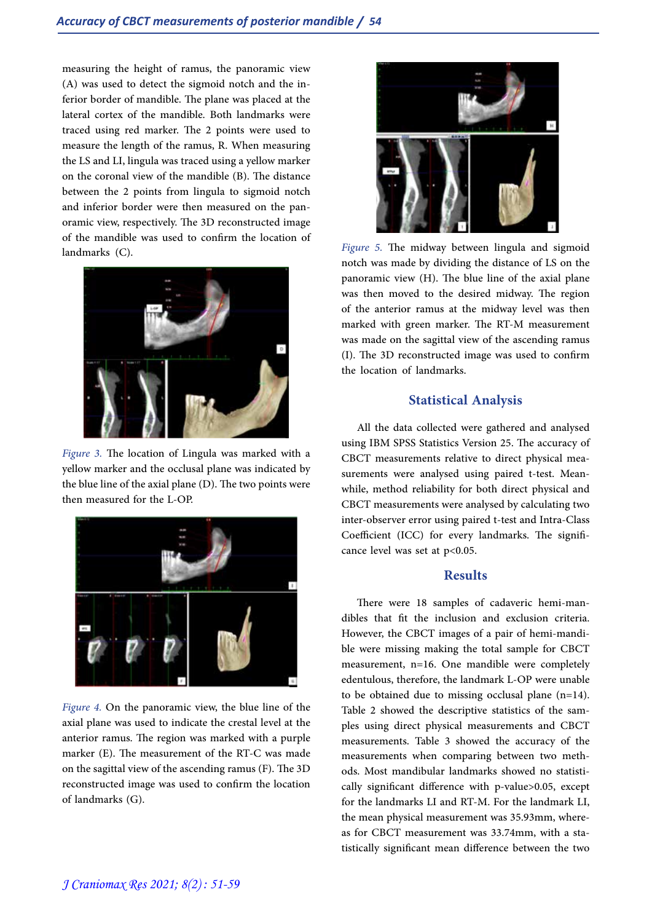measuring the height of ramus, the panoramic view (A) was used to detect the sigmoid notch and the inferior border of mandible. The plane was placed at the lateral cortex of the mandible. Both landmarks were traced using red marker. The 2 points were used to measure the length of the ramus, R. When measuring the LS and LI, lingula was traced using a yellow marker on the coronal view of the mandible (B). The distance between the 2 points from lingula to sigmoid notch and inferior border were then measured on the panoramic view, respectively. The 3D reconstructed image of the mandible was used to confirm the location of landmarks (C).

*Figure 3.* The location of Lingula was marked with a yellow marker and the occlusal plane was indicated by the blue line of the axial plane (D). The two points were then measured for the L-OP.

*Figure 4.* On the panoramic view, the blue line of the axial plane was used to indicate the crestal level at the anterior ramus. The region was marked with a purple marker (E). The measurement of the RT-C was made on the sagittal view of the ascending ramus (F). The 3D reconstructed image was used to confirm the location of landmarks (G).

*Figure 5.* The midway between lingula and sigmoid notch was made by dividing the distance of LS on the panoramic view (H). The blue line of the axial plane was then moved to the desired midway. The region of the anterior ramus at the midway level was then marked with green marker. The RT-M measurement was made on the sagittal view of the ascending ramus (I). The 3D reconstructed image was used to confirm the location of landmarks.

## Statistical Analysis

All the data collected were gathered and analysed using IBM SPSS Statistics Version 25. The accuracy of CBCT measurements relative to direct physical measurements were analysed using paired t-test. Meanwhile, method reliability for both direct physical and CBCT measurements were analysed by calculating two inter-observer error using paired t-test and Intra-Class Coefficient (ICC) for every landmarks. The significance level was set at $p<0.05$.

## Results

There were 18 samples of cadaveric hemi-mandibles that fit the inclusion and exclusion criteria. However, the CBCT images of a pair of hemi-mandible were missing making the total sample for CBCT measurement, n=16. One mandible were completely edentulous, therefore, the landmark L-OP were unable to be obtained due to missing occlusal plane (n=14). Table 2 showed the descriptive statistics of the samples using direct physical measurements and CBCT measurements. Table 3 showed the accuracy of the measurements when comparing between two methods. Most mandibular landmarks showed no statistically significant difference with p-value>0.05, except for the landmarks LI and RT-M. For the landmark LI, the mean physical measurement was 35.93mm, whereas for CBCT measurement was 33.74mm, with a statistically significant mean difference between the two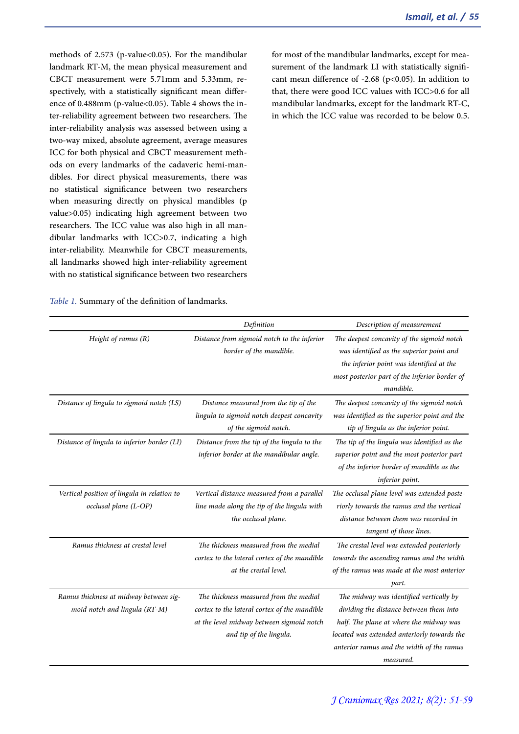methods of 2.573 (p-value<0.05). For the mandibular landmark RT-M, the mean physical measurement and CBCT measurement were 5.71mm and 5.33mm, respectively, with a statistically significant mean difference of 0.488mm (p-value<0.05). Table 4 shows the inter-reliability agreement between two researchers. The inter-reliability analysis was assessed between using a two-way mixed, absolute agreement, average measures ICC for both physical and CBCT measurement methods on every landmarks of the cadaveric hemi-mandibles. For direct physical measurements, there was no statistical significance between two researchers when measuring directly on physical mandibles (p value>0.05) indicating high agreement between two researchers. The ICC value was also high in all mandibular landmarks with ICC>0.7, indicating a high inter-reliability. Meanwhile for CBCT measurements, all landmarks showed high inter-reliability agreement with no statistical significance between two researchers for most of the mandibular landmarks, except for measurement of the landmark LI with statistically significant mean difference of -2.68 (p<0.05). In addition to that, there were good ICC values with ICC>0.6 for all mandibular landmarks, except for the landmark RT-C, in which the ICC value was recorded to be below 0.5.

*Table 1.* Summary of the definition of landmarks.

| | *Definition* | *Description of measurement* |
|---|---|---|
| *Height of ramus (R)* | *Distance from sigmoid notch to the inferior border of the mandible.* | *The deepest concavity of the sigmoid notch was identified as the superior point and the inferior point was identified at the most posterior part of the inferior border of mandible.* |
| *Distance of lingula to sigmoid notch (LS)* | *Distance measured from the tip of the lingula to sigmoid notch deepest concavity of the sigmoid notch.* | *The deepest concavity of the sigmoid notch was identified as the superior point and the tip of lingula as the inferior point.* |
| *Distance of lingula to inferior border (LI)* | *Distance from the tip of the lingula to the inferior border at the mandibular angle.* | *The tip of the lingula was identified as the superior point and the most posterior part of the inferior border of mandible as the inferior point.* |
| *Vertical position of lingula in relation to occlusal plane (L-OP)* | *Vertical distance measured from a parallel line made along the tip of the lingula with the occlusal plane.* | *The occlusal plane level was extended posteriorly towards the ramus and the vertical distance between them was recorded in tangent of those lines.* |
| *Ramus thickness at crestal level* | *The thickness measured from the medial cortex to the lateral cortex of the mandible at the crestal level.* | *The crestal level was extended posteriorly towards the ascending ramus and the width of the ramus was made at the most anterior part.* |
| *Ramus thickness at midway between sigmoid notch and lingula (RT-M)* | *The thickness measured from the medial cortex to the lateral cortex of the mandible at the level midway between sigmoid notch and tip of the lingula.* | *The midway was identified vertically by dividing the distance between them into half. The plane at where the midway was located was extended anteriorly towards the anterior ramus and the width of the ramus measured.* |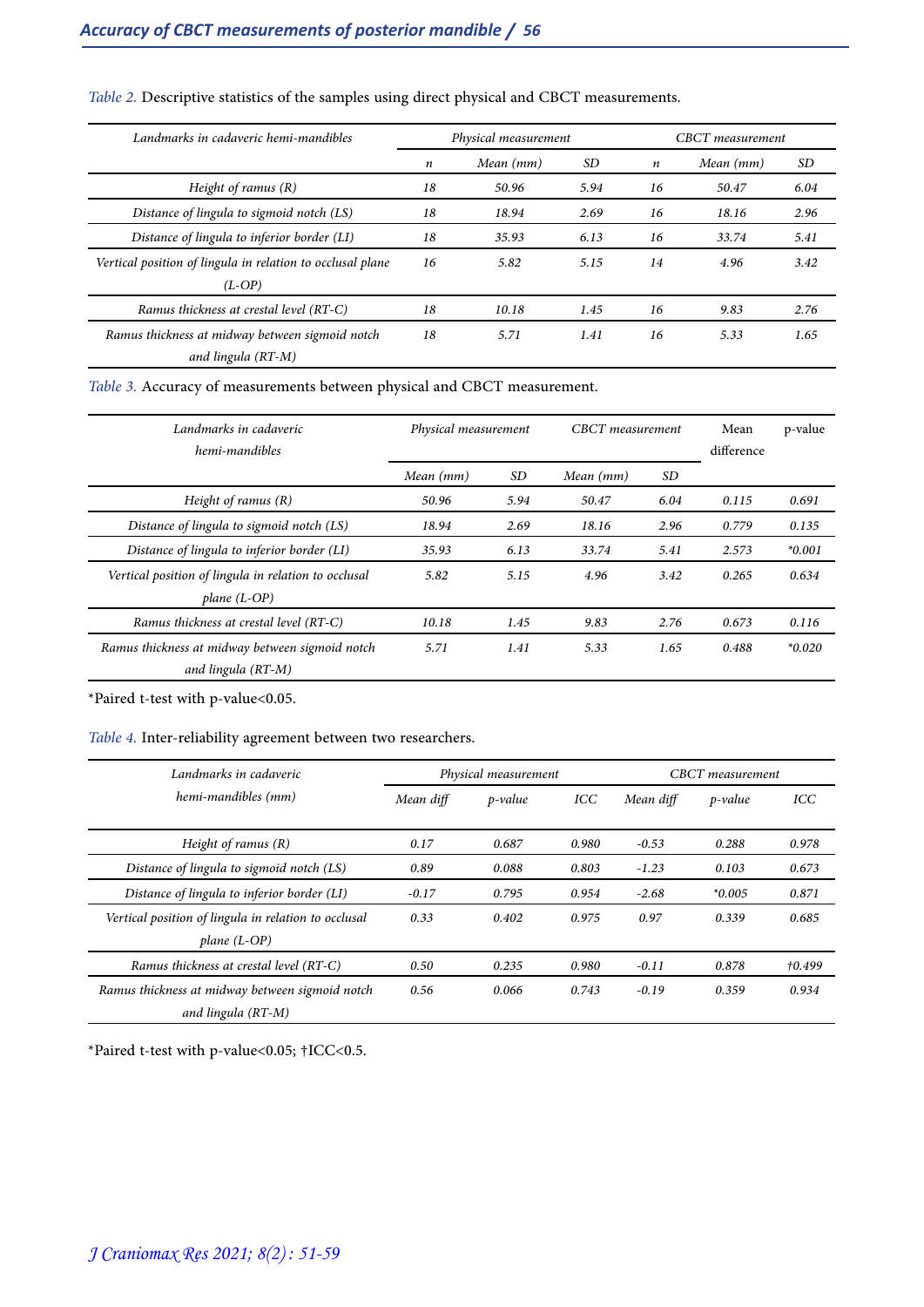*Table 2.* Descriptive statistics of the samples using direct physical and CBCT measurements.

| *Landmarks in cadaveric hemi-mandibles* | *Physical measurement* | | | *CBCT measurement* | | |
|---|---|---|---|---|---|---|
| | *n* | *Mean (mm)* | *SD* | *n* | *Mean (mm)* | *SD* |
| *Height of ramus (R)* | *18* | *50.96* | *5.94* | *16* | *50.47* | *6.04* |
| *Distance of lingula to sigmoid notch (LS)* | *18* | *18.94* | *2.69* | *16* | *18.16* | *2.96* |
| *Distance of lingula to inferior border (LI)* | *18* | *35.93* | *6.13* | *16* | *33.74* | *5.41* |
| *Vertical position of lingula in relation to occlusal plane (L-OP)* | *16* | *5.82* | *5.15* | *14* | *4.96* | *3.42* |
| *Ramus thickness at crestal level (RT-C)* | *18* | *10.18* | *1.45* | *16* | *9.83* | *2.76* |
| *Ramus thickness at midway between sigmoid notch and lingula (RT-M)* | *18* | *5.71* | *1.41* | *16* | *5.33* | *1.65* |

*Table 3.* Accuracy of measurements between physical and CBCT measurement.

| *Landmarks in cadaveric hemi-mandibles* | *Physical measurement* | | *CBCT measurement* | | Mean difference | p-value |
|---|---|---|---|---|---|---|
| | *Mean (mm)* | *SD* | *Mean (mm)* | *SD* | | |
| *Height of ramus (R)* | *50.96* | *5.94* | *50.47* | *6.04* | *0.115* | *0.691* |
| *Distance of lingula to sigmoid notch (LS)* | *18.94* | *2.69* | *18.16* | *2.96* | *0.779* | *0.135* |
| *Distance of lingula to inferior border (LI)* | *35.93* | *6.13* | *33.74* | *5.41* | *2.573* | *\*0.001* |
| *Vertical position of lingula in relation to occlusal plane (L-OP)* | *5.82* | *5.15* | *4.96* | *3.42* | *0.265* | *0.634* |
| *Ramus thickness at crestal level (RT-C)* | *10.18* | *1.45* | *9.83* | *2.76* | *0.673* | *0.116* |
| *Ramus thickness at midway between sigmoid notch and lingula (RT-M)* | *5.71* | *1.41* | *5.33* | *1.65* | *0.488* | *\*0.020* |

*Paired t-test with p-value<0.05.

*Table 4.* Inter-reliability agreement between two researchers.

| *Landmarks in cadaveric hemi-mandibles (mm)* | *Physical measurement* | | | *CBCT measurement* | | |
|---|---|---|---|---|---|---|
| | *Mean diff* | *p-value* | *ICC* | *Mean diff* | *p-value* | *ICC* |
| *Height of ramus (R)* | *0.17* | *0.687* | *0.980* | *-0.53* | *0.288* | *0.978* |
| *Distance of lingula to sigmoid notch (LS)* | *0.89* | *0.088* | *0.803* | *-1.23* | *0.103* | *0.673* |
| *Distance of lingula to inferior border (LI)* | *-0.17* | *0.795* | *0.954* | *-2.68* | *\*0.005* | *0.871* |
| *Vertical position of lingula in relation to occlusal plane (L-OP)* | *0.33* | *0.402* | *0.975* | *0.97* | *0.339* | *0.685* |
| *Ramus thickness at crestal level (RT-C)* | *0.50* | *0.235* | *0.980* | *-0.11* | *0.878* | *†0.499* |
| *Ramus thickness at midway between sigmoid notch and lingula (RT-M)* | *0.56* | *0.066* | *0.743* | *-0.19* | *0.359* | *0.934* |

*Paired t-test with p-value<0.05; †ICC<0.5.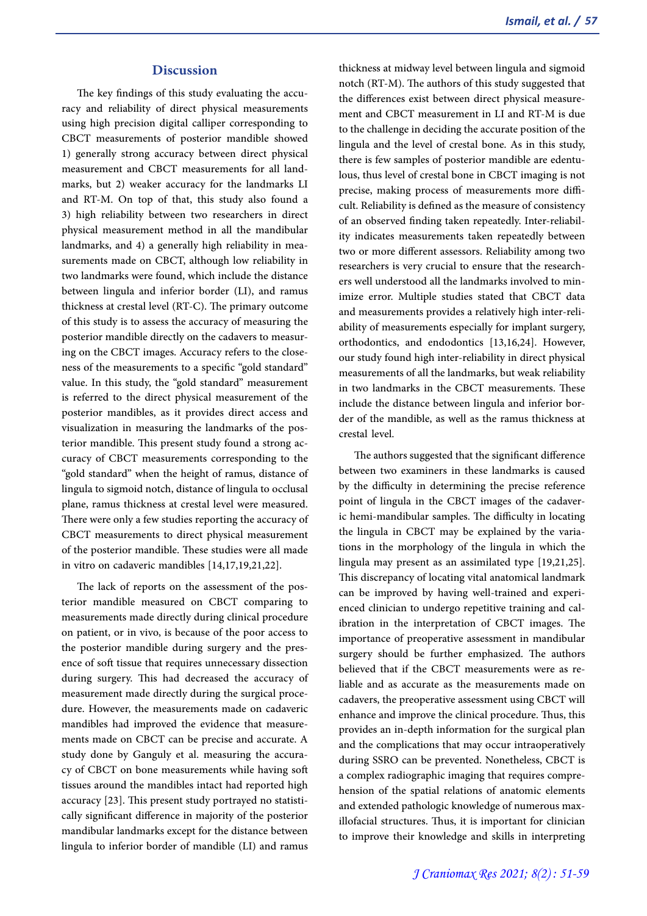## Discussion

The key findings of this study evaluating the accuracy and reliability of direct physical measurements using high precision digital calliper corresponding to CBCT measurements of posterior mandible showed 1) generally strong accuracy between direct physical measurement and CBCT measurements for all landmarks, but 2) weaker accuracy for the landmarks LI and RT-M. On top of that, this study also found a 3) high reliability between two researchers in direct physical measurement method in all the mandibular landmarks, and 4) a generally high reliability in measurements made on CBCT, although low reliability in two landmarks were found, which include the distance between lingula and inferior border (LI), and ramus thickness at crestal level (RT-C). The primary outcome of this study is to assess the accuracy of measuring the posterior mandible directly on the cadavers to measuring on the CBCT images. Accuracy refers to the closeness of the measurements to a specific "gold standard" value. In this study, the "gold standard" measurement is referred to the direct physical measurement of the posterior mandibles, as it provides direct access and visualization in measuring the landmarks of the posterior mandible. This present study found a strong accuracy of CBCT measurements corresponding to the "gold standard" when the height of ramus, distance of lingula to sigmoid notch, distance of lingula to occlusal plane, ramus thickness at crestal level were measured. There were only a few studies reporting the accuracy of CBCT measurements to direct physical measurement of the posterior mandible. These studies were all made in vitro on cadaveric mandibles [14,17,19,21,22].

The lack of reports on the assessment of the posterior mandible measured on CBCT comparing to measurements made directly during clinical procedure on patient, or in vivo, is because of the poor access to the posterior mandible during surgery and the presence of soft tissue that requires unnecessary dissection during surgery. This had decreased the accuracy of measurement made directly during the surgical procedure. However, the measurements made on cadaveric mandibles had improved the evidence that measurements made on CBCT can be precise and accurate. A study done by Ganguly et al. measuring the accuracy of CBCT on bone measurements while having soft tissues around the mandibles intact had reported high accuracy [23]. This present study portrayed no statistically significant difference in majority of the posterior mandibular landmarks except for the distance between lingula to inferior border of mandible (LI) and ramus thickness at midway level between lingula and sigmoid notch (RT-M). The authors of this study suggested that the differences exist between direct physical measurement and CBCT measurement in LI and RT-M is due to the challenge in deciding the accurate position of the lingula and the level of crestal bone. As in this study, there is few samples of posterior mandible are edentulous, thus level of crestal bone in CBCT imaging is not precise, making process of measurements more difficult. Reliability is defined as the measure of consistency of an observed finding taken repeatedly. Inter-reliability indicates measurements taken repeatedly between two or more different assessors. Reliability among two researchers is very crucial to ensure that the researchers well understood all the landmarks involved to minimize error. Multiple studies stated that CBCT data and measurements provides a relatively high inter-reliability of measurements especially for implant surgery, orthodontics, and endodontics [13,16,24]. However, our study found high inter-reliability in direct physical measurements of all the landmarks, but weak reliability in two landmarks in the CBCT measurements. These include the distance between lingula and inferior border of the mandible, as well as the ramus thickness at crestal level.

The authors suggested that the significant difference between two examiners in these landmarks is caused by the difficulty in determining the precise reference point of lingula in the CBCT images of the cadaveric hemi-mandibular samples. The difficulty in locating the lingula in CBCT may be explained by the variations in the morphology of the lingula in which the lingula may present as an assimilated type [19,21,25]. This discrepancy of locating vital anatomical landmark can be improved by having well-trained and experienced clinician to undergo repetitive training and calibration in the interpretation of CBCT images. The importance of preoperative assessment in mandibular surgery should be further emphasized. The authors believed that if the CBCT measurements were as reliable and as accurate as the measurements made on cadavers, the preoperative assessment using CBCT will enhance and improve the clinical procedure. Thus, this provides an in-depth information for the surgical plan and the complications that may occur intraoperatively during SSRO can be prevented. Nonetheless, CBCT is a complex radiographic imaging that requires comprehension of the spatial relations of anatomic elements and extended pathologic knowledge of numerous maxillofacial structures. Thus, it is important for clinician to improve their knowledge and skills in interpreting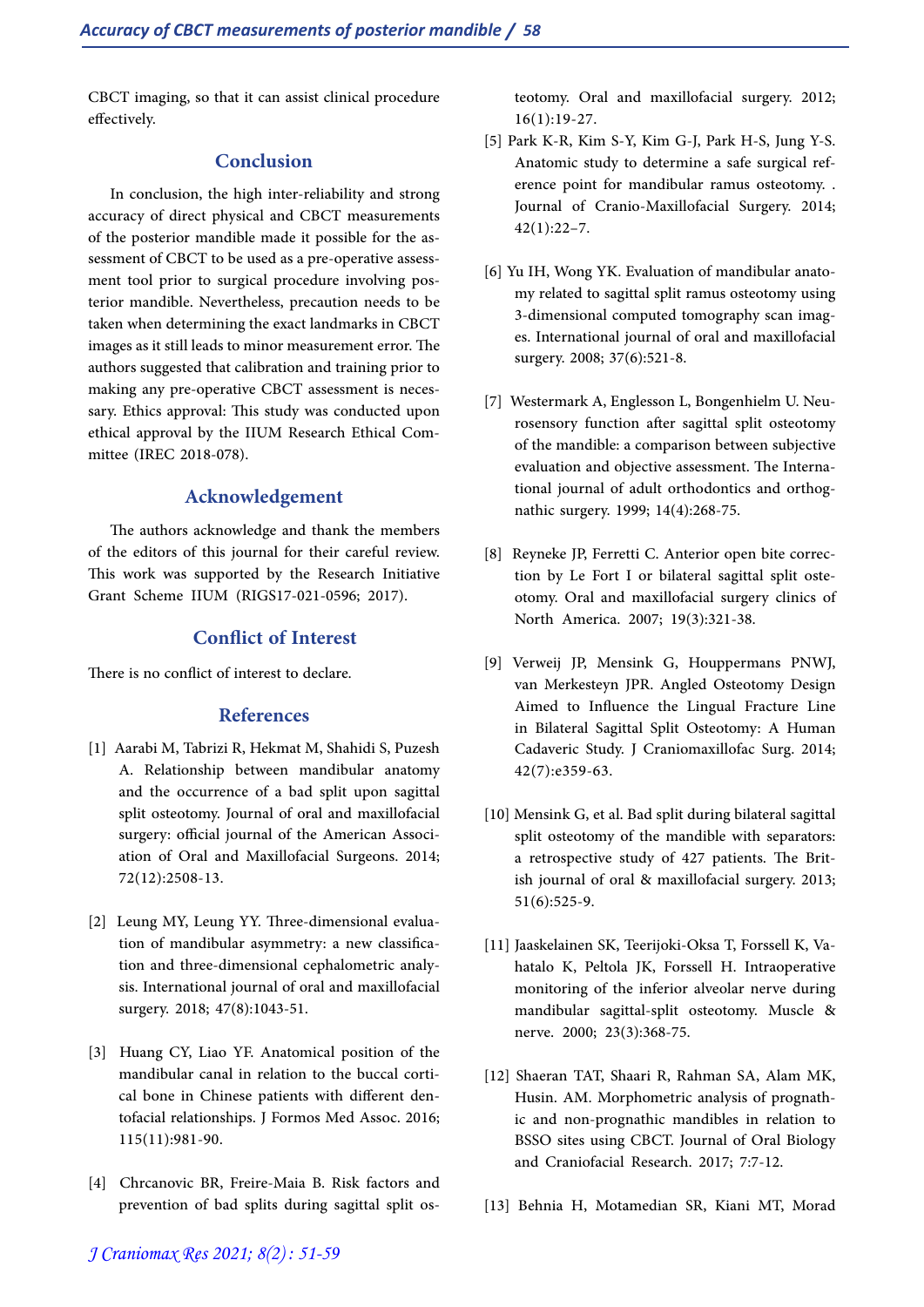CBCT imaging, so that it can assist clinical procedure effectively.

## Conclusion

In conclusion, the high inter-reliability and strong accuracy of direct physical and CBCT measurements of the posterior mandible made it possible for the assessment of CBCT to be used as a pre-operative assessment tool prior to surgical procedure involving posterior mandible. Nevertheless, precaution needs to be taken when determining the exact landmarks in CBCT images as it still leads to minor measurement error. The authors suggested that calibration and training prior to making any pre-operative CBCT assessment is necessary. Ethics approval: This study was conducted upon ethical approval by the IIUM Research Ethical Committee (IREC 2018-078).

## Acknowledgement

The authors acknowledge and thank the members of the editors of this journal for their careful review. This work was supported by the Research Initiative Grant Scheme IIUM (RIGS17-021-0596; 2017).

## Conflict of Interest

There is no conflict of interest to declare.

## References

[1] Aarabi M, Tabrizi R, Hekmat M, Shahidi S, Puzesh A. Relationship between mandibular anatomy and the occurrence of a bad split upon sagittal split osteotomy. Journal of oral and maxillofacial surgery: official journal of the American Association of Oral and Maxillofacial Surgeons. 2014; 72(12):2508-13.

[2] Leung MY, Leung YY. Three-dimensional evaluation of mandibular asymmetry: a new classification and three-dimensional cephalometric analysis. International journal of oral and maxillofacial surgery. 2018; 47(8):1043-51.

[3] Huang CY, Liao YF. Anatomical position of the mandibular canal in relation to the buccal cortical bone in Chinese patients with different dentofacial relationships. J Formos Med Assoc. 2016; 115(11):981-90.

[4] Chrcanovic BR, Freire-Maia B. Risk factors and prevention of bad splits during sagittal split osteotomy. Oral and maxillofacial surgery. 2012; 16(1):19-27.

[5] Park K-R, Kim S-Y, Kim G-J, Park H-S, Jung Y-S. Anatomic study to determine a safe surgical reference point for mandibular ramus osteotomy. . Journal of Cranio-Maxillofacial Surgery. 2014; 42(1):22–7.

[6] Yu IH, Wong YK. Evaluation of mandibular anatomy related to sagittal split ramus osteotomy using 3-dimensional computed tomography scan images. International journal of oral and maxillofacial surgery. 2008; 37(6):521-8.

[7] Westermark A, Englesson L, Bongenhielm U. Neurosensory function after sagittal split osteotomy of the mandible: a comparison between subjective evaluation and objective assessment. The International journal of adult orthodontics and orthognathic surgery. 1999; 14(4):268-75.

[8] Reyneke JP, Ferretti C. Anterior open bite correction by Le Fort I or bilateral sagittal split osteotomy. Oral and maxillofacial surgery clinics of North America. 2007; 19(3):321-38.

[9] Verweij JP, Mensink G, Houppermans PNWJ, van Merkesteyn JPR. Angled Osteotomy Design Aimed to Influence the Lingual Fracture Line in Bilateral Sagittal Split Osteotomy: A Human Cadaveric Study. J Craniomaxillofac Surg. 2014; 42(7):e359-63.

[10] Mensink G, et al. Bad split during bilateral sagittal split osteotomy of the mandible with separators: a retrospective study of 427 patients. The British journal of oral & maxillofacial surgery. 2013; 51(6):525-9.

[11] Jaaskelainen SK, Teerijoki-Oksa T, Forssell K, Vahatalo K, Peltola JK, Forssell H. Intraoperative monitoring of the inferior alveolar nerve during mandibular sagittal-split osteotomy. Muscle & nerve. 2000; 23(3):368-75.

[12] Shaeran TAT, Shaari R, Rahman SA, Alam MK, Husin. AM. Morphometric analysis of prognathic and non-prognathic mandibles in relation to BSSO sites using CBCT. Journal of Oral Biology and Craniofacial Research. 2017; 7:7-12.

[13] Behnia H, Motamedian SR, Kiani MT, Morad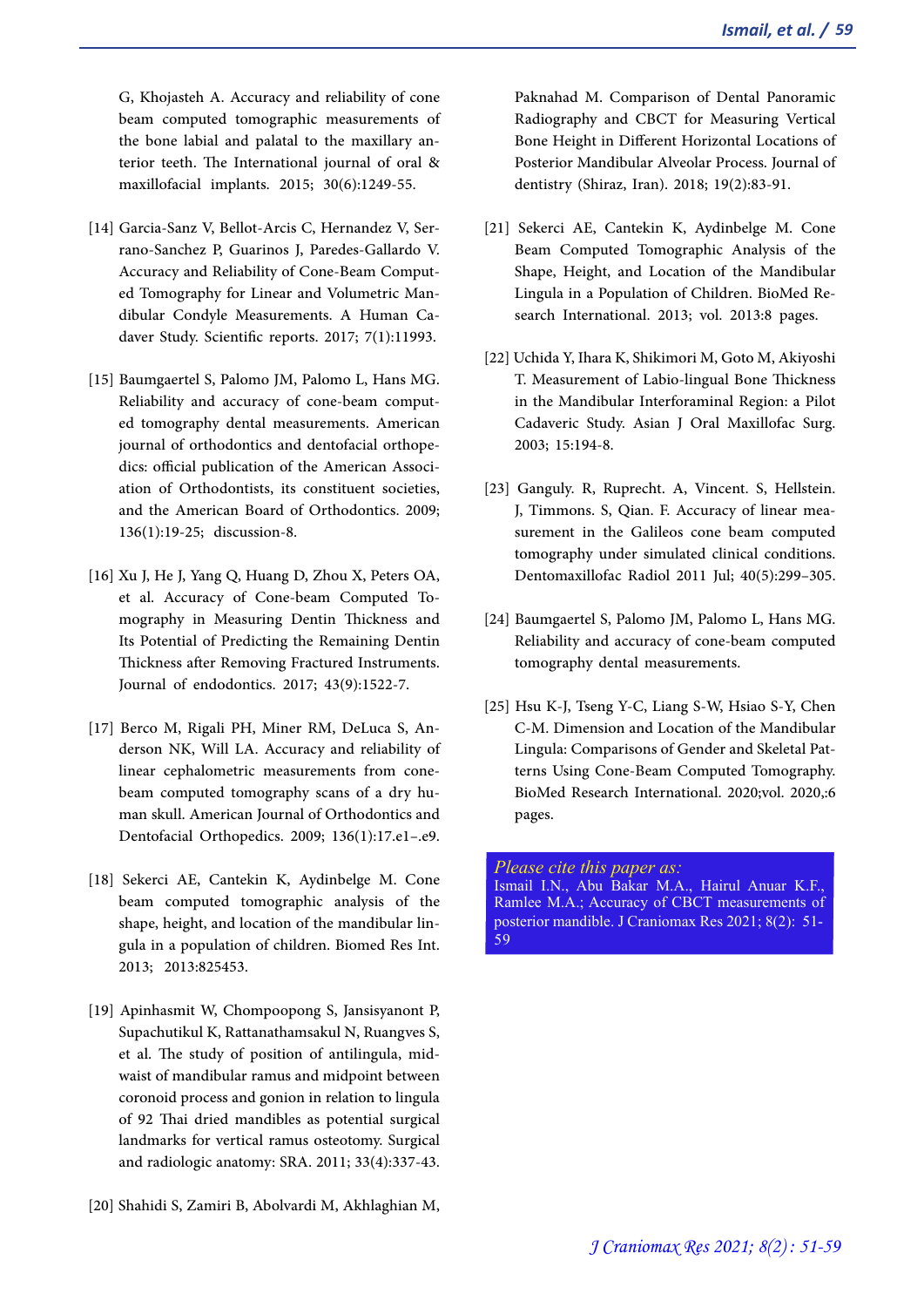G, Khojasteh A. Accuracy and reliability of cone beam computed tomographic measurements of the bone labial and palatal to the maxillary anterior teeth. The International journal of oral & maxillofacial implants. 2015; 30(6):1249-55.

[14] Garcia-Sanz V, Bellot-Arcis C, Hernandez V, Serrano-Sanchez P, Guarinos J, Paredes-Gallardo V. Accuracy and Reliability of Cone-Beam Computed Tomography for Linear and Volumetric Mandibular Condyle Measurements. A Human Cadaver Study. Scientific reports. 2017; 7(1):11993.

[15] Baumgaertel S, Palomo JM, Palomo L, Hans MG. Reliability and accuracy of cone-beam computed tomography dental measurements. American journal of orthodontics and dentofacial orthopedics: official publication of the American Association of Orthodontists, its constituent societies, and the American Board of Orthodontics. 2009; 136(1):19-25; discussion-8.

[16] Xu J, He J, Yang Q, Huang D, Zhou X, Peters OA, et al. Accuracy of Cone-beam Computed Tomography in Measuring Dentin Thickness and Its Potential of Predicting the Remaining Dentin Thickness after Removing Fractured Instruments. Journal of endodontics. 2017; 43(9):1522-7.

[17] Berco M, Rigali PH, Miner RM, DeLuca S, Anderson NK, Will LA. Accuracy and reliability of linear cephalometric measurements from cone-beam computed tomography scans of a dry human skull. American Journal of Orthodontics and Dentofacial Orthopedics. 2009; 136(1):17.e1–.e9.

[18] Sekerci AE, Cantekin K, Aydinbelge M. Cone beam computed tomographic analysis of the shape, height, and location of the mandibular lingula in a population of children. Biomed Res Int. 2013; 2013:825453.

[19] Apinhasmit W, Chompoopong S, Jansisyanont P, Supachutikul K, Rattanathamsakul N, Ruangves S, et al. The study of position of antilingula, midwaist of mandibular ramus and midpoint between coronoid process and gonion in relation to lingula of 92 Thai dried mandibles as potential surgical landmarks for vertical ramus osteotomy. Surgical and radiologic anatomy: SRA. 2011; 33(4):337-43.

[20] Shahidi S, Zamiri B, Abolvardi M, Akhlaghian M, Paknahad M. Comparison of Dental Panoramic Radiography and CBCT for Measuring Vertical Bone Height in Different Horizontal Locations of Posterior Mandibular Alveolar Process. Journal of dentistry (Shiraz, Iran). 2018; 19(2):83-91.

[21] Sekerci AE, Cantekin K, Aydinbelge M. Cone Beam Computed Tomographic Analysis of the Shape, Height, and Location of the Mandibular Lingula in a Population of Children. BioMed Research International. 2013; vol. 2013:8 pages.

[22] Uchida Y, Ihara K, Shikimori M, Goto M, Akiyoshi T. Measurement of Labio-lingual Bone Thickness in the Mandibular Interforaminal Region: a Pilot Cadaveric Study. Asian J Oral Maxillofac Surg. 2003; 15:194-8.

[23] Ganguly. R, Ruprecht. A, Vincent. S, Hellstein. J, Timmons. S, Qian. F. Accuracy of linear measurement in the Galileos cone beam computed tomography under simulated clinical conditions. Dentomaxillofac Radiol 2011 Jul; 40(5):299–305.

[24] Baumgaertel S, Palomo JM, Palomo L, Hans MG. Reliability and accuracy of cone-beam computed tomography dental measurements.

[25] Hsu K-J, Tseng Y-C, Liang S-W, Hsiao S-Y, Chen C-M. Dimension and Location of the Mandibular Lingula: Comparisons of Gender and Skeletal Patterns Using Cone-Beam Computed Tomography. BioMed Research International. 2020;vol. 2020,:6 pages.

*Please cite this paper as:*
Ismail I.N., Abu Bakar M.A., Hairul Anuar K.F., Ramlee M.A.; Accuracy of CBCT measurements of posterior mandible. J Craniomax Res 2021; 8(2): 51-59